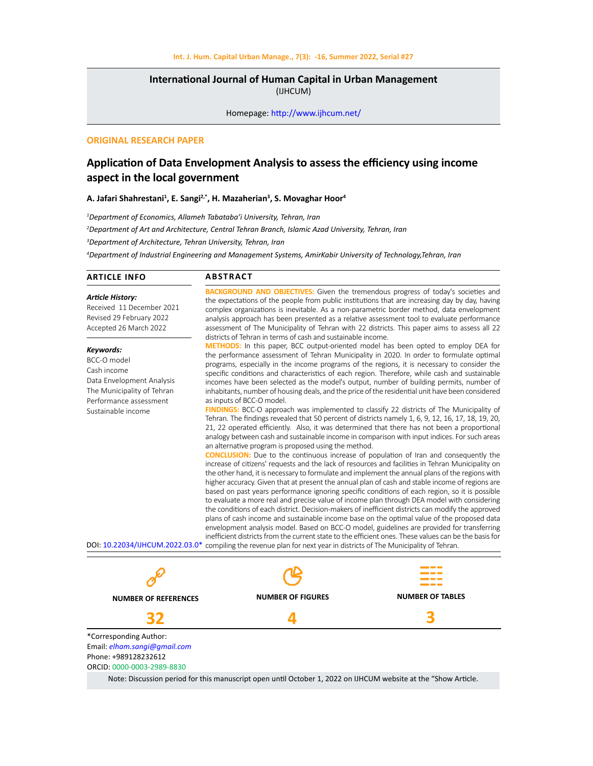# International Journal of Human Capital in Urban Management

(IJHCUM)

Homepage: http://www.ijhcum.net/

**ORIGINAL RESEARCH PAPER**

## Application of Data Envelopment Analysis to assess the efficiency using income aspect in the local government

**A. Jafari Shahrestani[1], E. Sangi[2,*], H. Mazaherian[3], S. Movaghar Hoor[4]**

[1]*Department of Economics, Allameh Tabataba'i University, Tehran, Iran*

[2]*Department of Art and Architecture, Central Tehran Branch, Islamic Azad University, Tehran, Iran*

[3]*Department of Architecture, Tehran University, Tehran, Iran*

[4]*Department of Industrial Engineering and Management Systems, AmirKabir University of Technology,Tehran, Iran*

### ARTICLE INFO

***Article History:***

Received 11 December 2021

Revised 29 February 2022

Accepted 26 March 2022

***Keywords:***

BCC-O model

Cash income

Data Envelopment Analysis

The Municipality of Tehran

Performance assessment

Sustainable income

DOI: 10.22034/IJHCUM.2022.03.0*

### ABSTRACT

**BACKGROUND AND OBJECTIVES:** Given the tremendous progress of today's societies and the expectations of the people from public institutions that are increasing day by day, having complex organizations is inevitable. As a non-parametric border method, data envelopment analysis approach has been presented as a relative assessment tool to evaluate performance assessment of The Municipality of Tehran with 22 districts. This paper aims to assess all 22 districts of Tehran in terms of cash and sustainable income.

**METHODS:** In this paper, BCC output-oriented model has been opted to employ DEA for the performance assessment of Tehran Municipality in 2020. In order to formulate optimal programs, especially in the income programs of the regions, it is necessary to consider the specific conditions and characteristics of each region. Therefore, while cash and sustainable incomes have been selected as the model's output, number of building permits, number of inhabitants, number of housing deals, and the price of the residential unit have been considered as inputs of BCC-O model.

**FINDINGS:** BCC-O approach was implemented to classify 22 districts of The Municipality of Tehran. The findings revealed that 50 percent of districts namely 1, 6, 9, 12, 16, 17, 18, 19, 20, 21, 22 operated efficiently. Also, it was determined that there has not been a proportional analogy between cash and sustainable income in comparison with input indices. For such areas an alternative program is proposed using the method.

**CONCLUSION:** Due to the continuous increase of population of Iran and consequently the increase of citizens' requests and the lack of resources and facilities in Tehran Municipality on the other hand, it is necessary to formulate and implement the annual plans of the regions with higher accuracy. Given that at present the annual plan of cash and stable income of regions are based on past years performance ignoring specific conditions of each region, so it is possible to evaluate a more real and precise value of income plan through DEA model with considering the conditions of each district. Decision-makers of inefficient districts can modify the approved plans of cash income and sustainable income base on the optimal value of the proposed data envelopment analysis model. Based on BCC-O model, guidelines are provided for transferring inefficient districts from the current state to the efficient ones. These values can be the basis for compiling the revenue plan for next year in districts of The Municipality of Tehran.

| NUMBER OF REFERENCES | NUMBER OF FIGURES | NUMBER OF TABLES |
|---|---|---|
| 32 | 4 | 3 |

*Corresponding Author:

Email: *elham.sangi@gmail.com*

Phone: +989128232612

ORCID: 0000-0003-2989-8830

Note: Discussion period for this manuscript open until October 1, 2022 on IJHCUM website at the "Show Article.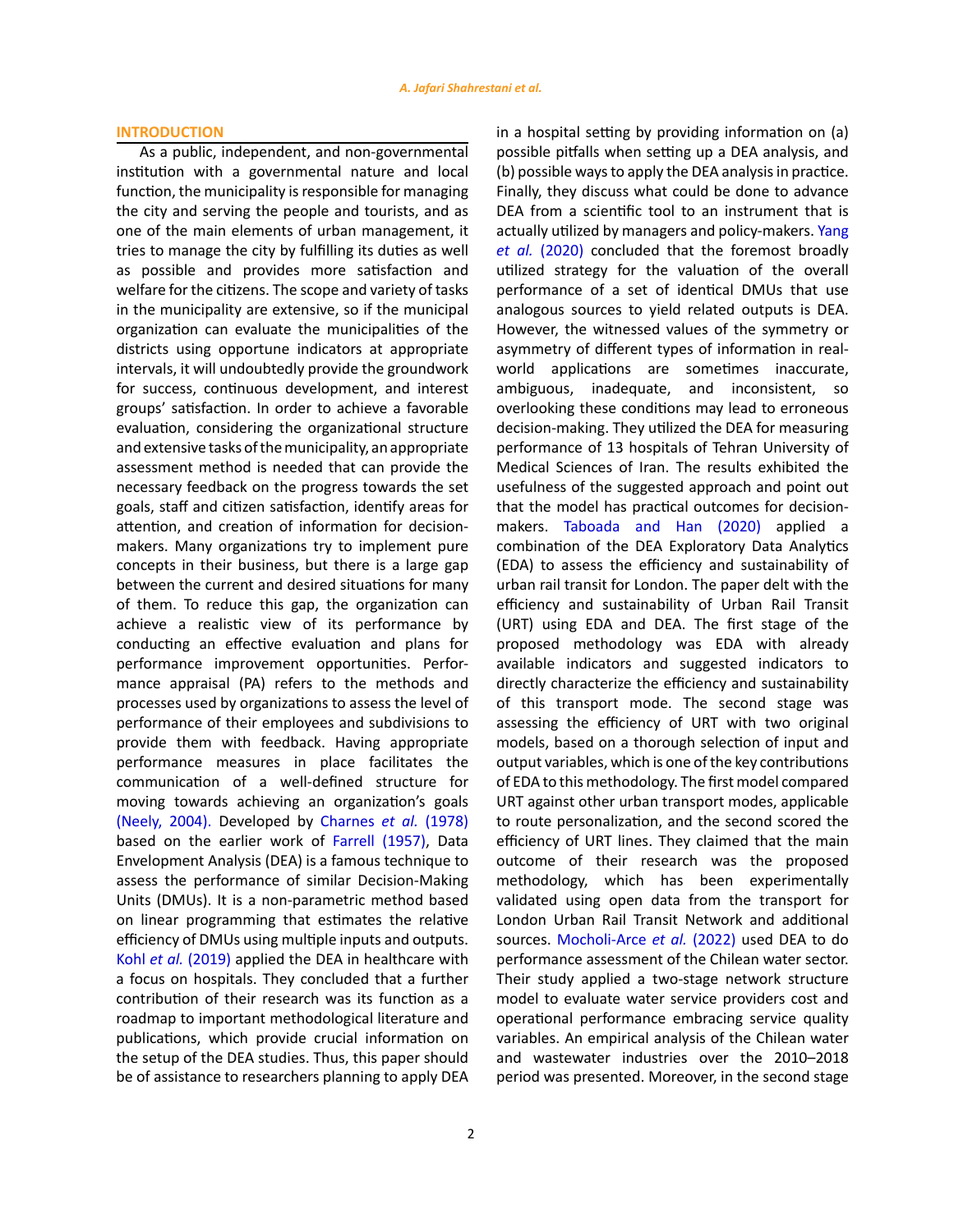## INTRODUCTION

As a public, independent, and non-governmental institution with a governmental nature and local function, the municipality is responsible for managing the city and serving the people and tourists, and as one of the main elements of urban management, it tries to manage the city by fulfilling its duties as well as possible and provides more satisfaction and welfare for the citizens. The scope and variety of tasks in the municipality are extensive, so if the municipal organization can evaluate the municipalities of the districts using opportune indicators at appropriate intervals, it will undoubtedly provide the groundwork for success, continuous development, and interest groups' satisfaction. In order to achieve a favorable evaluation, considering the organizational structure and extensive tasks of the municipality, an appropriate assessment method is needed that can provide the necessary feedback on the progress towards the set goals, staff and citizen satisfaction, identify areas for attention, and creation of information for decision-makers. Many organizations try to implement pure concepts in their business, but there is a large gap between the current and desired situations for many of them. To reduce this gap, the organization can achieve a realistic view of its performance by conducting an effective evaluation and plans for performance improvement opportunities. Performance appraisal (PA) refers to the methods and processes used by organizations to assess the level of performance of their employees and subdivisions to provide them with feedback. Having appropriate performance measures in place facilitates the communication of a well-defined structure for moving towards achieving an organization's goals (Neely, 2004). Developed by Charnes *et al.* (1978) based on the earlier work of Farrell (1957), Data Envelopment Analysis (DEA) is a famous technique to assess the performance of similar Decision-Making Units (DMUs). It is a non-parametric method based on linear programming that estimates the relative efficiency of DMUs using multiple inputs and outputs. Kohl *et al.* (2019) applied the DEA in healthcare with a focus on hospitals. They concluded that a further contribution of their research was its function as a roadmap to important methodological literature and publications, which provide crucial information on the setup of the DEA studies. Thus, this paper should be of assistance to researchers planning to apply DEA in a hospital setting by providing information on (a) possible pitfalls when setting up a DEA analysis, and (b) possible ways to apply the DEA analysis in practice. Finally, they discuss what could be done to advance DEA from a scientific tool to an instrument that is actually utilized by managers and policy-makers. Yang *et al.* (2020) concluded that the foremost broadly utilized strategy for the valuation of the overall performance of a set of identical DMUs that use analogous sources to yield related outputs is DEA. However, the witnessed values of the symmetry or asymmetry of different types of information in real-world applications are sometimes inaccurate, ambiguous, inadequate, and inconsistent, so overlooking these conditions may lead to erroneous decision-making. They utilized the DEA for measuring performance of 13 hospitals of Tehran University of Medical Sciences of Iran. The results exhibited the usefulness of the suggested approach and point out that the model has practical outcomes for decision-makers. Taboada and Han (2020) applied a combination of the DEA Exploratory Data Analytics (EDA) to assess the efficiency and sustainability of urban rail transit for London. The paper delt with the efficiency and sustainability of Urban Rail Transit (URT) using EDA and DEA. The first stage of the proposed methodology was EDA with already available indicators and suggested indicators to directly characterize the efficiency and sustainability of this transport mode. The second stage was assessing the efficiency of URT with two original models, based on a thorough selection of input and output variables, which is one of the key contributions of EDA to this methodology. The first model compared URT against other urban transport modes, applicable to route personalization, and the second scored the efficiency of URT lines. They claimed that the main outcome of their research was the proposed methodology, which has been experimentally validated using open data from the transport for London Urban Rail Transit Network and additional sources. Mocholi-Arce *et al.* (2022) used DEA to do performance assessment of the Chilean water sector. Their study applied a two-stage network structure model to evaluate water service providers cost and operational performance embracing service quality variables. An empirical analysis of the Chilean water and wastewater industries over the 2010–2018 period was presented. Moreover, in the second stage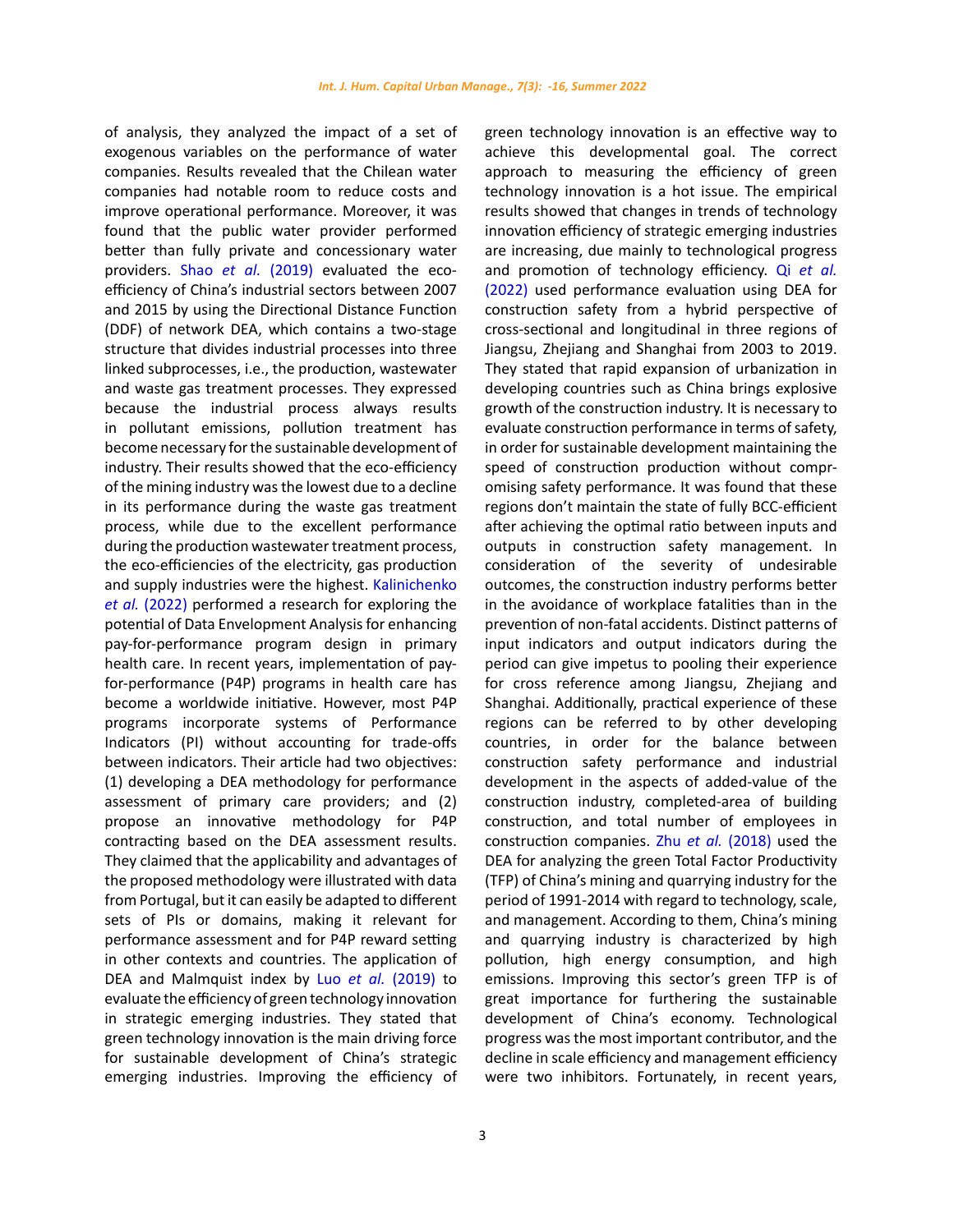of analysis, they analyzed the impact of a set of exogenous variables on the performance of water companies. Results revealed that the Chilean water companies had notable room to reduce costs and improve operational performance. Moreover, it was found that the public water provider performed better than fully private and concessionary water providers. Shao *et al.* (2019) evaluated the eco-efficiency of China's industrial sectors between 2007 and 2015 by using the Directional Distance Function (DDF) of network DEA, which contains a two-stage structure that divides industrial processes into three linked subprocesses, i.e., the production, wastewater and waste gas treatment processes. They expressed because the industrial process always results in pollutant emissions, pollution treatment has become necessary for the sustainable development of industry. Their results showed that the eco-efficiency of the mining industry was the lowest due to a decline in its performance during the waste gas treatment process, while due to the excellent performance during the production wastewater treatment process, the eco-efficiencies of the electricity, gas production and supply industries were the highest. Kalinichenko *et al.* (2022) performed a research for exploring the potential of Data Envelopment Analysis for enhancing pay-for-performance program design in primary health care. In recent years, implementation of pay-for-performance (P4P) programs in health care has become a worldwide initiative. However, most P4P programs incorporate systems of Performance Indicators (PI) without accounting for trade-offs between indicators. Their article had two objectives: (1) developing a DEA methodology for performance assessment of primary care providers; and (2) propose an innovative methodology for P4P contracting based on the DEA assessment results. They claimed that the applicability and advantages of the proposed methodology were illustrated with data from Portugal, but it can easily be adapted to different sets of PIs or domains, making it relevant for performance assessment and for P4P reward setting in other contexts and countries. The application of DEA and Malmquist index by Luo *et al.* (2019) to evaluate the efficiency of green technology innovation in strategic emerging industries. They stated that green technology innovation is the main driving force for sustainable development of China's strategic emerging industries. Improving the efficiency of green technology innovation is an effective way to achieve this developmental goal. The correct approach to measuring the efficiency of green technology innovation is a hot issue. The empirical results showed that changes in trends of technology innovation efficiency of strategic emerging industries are increasing, due mainly to technological progress and promotion of technology efficiency. Qi *et al.* (2022) used performance evaluation using DEA for construction safety from a hybrid perspective of cross-sectional and longitudinal in three regions of Jiangsu, Zhejiang and Shanghai from 2003 to 2019. They stated that rapid expansion of urbanization in developing countries such as China brings explosive growth of the construction industry. It is necessary to evaluate construction performance in terms of safety, in order for sustainable development maintaining the speed of construction production without compromising safety performance. It was found that these regions don't maintain the state of fully BCC-efficient after achieving the optimal ratio between inputs and outputs in construction safety management. In consideration of the severity of undesirable outcomes, the construction industry performs better in the avoidance of workplace fatalities than in the prevention of non-fatal accidents. Distinct patterns of input indicators and output indicators during the period can give impetus to pooling their experience for cross reference among Jiangsu, Zhejiang and Shanghai. Additionally, practical experience of these regions can be referred to by other developing countries, in order for the balance between construction safety performance and industrial development in the aspects of added-value of the construction industry, completed-area of building construction, and total number of employees in construction companies. Zhu *et al.* (2018) used the DEA for analyzing the green Total Factor Productivity (TFP) of China's mining and quarrying industry for the period of 1991-2014 with regard to technology, scale, and management. According to them, China's mining and quarrying industry is characterized by high pollution, high energy consumption, and high emissions. Improving this sector's green TFP is of great importance for furthering the sustainable development of China's economy. Technological progress was the most important contributor, and the decline in scale efficiency and management efficiency were two inhibitors. Fortunately, in recent years,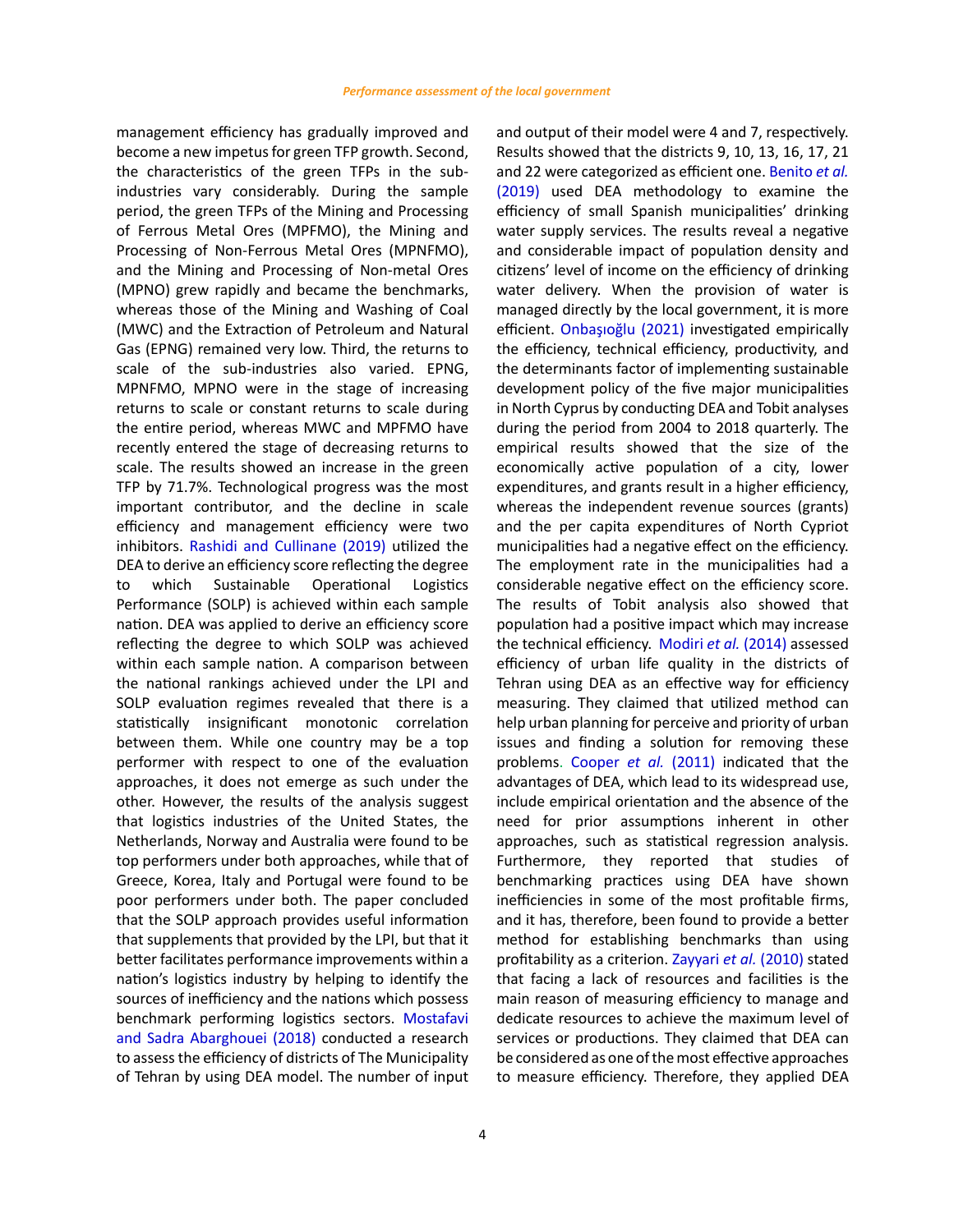management efficiency has gradually improved and become a new impetus for green TFP growth. Second, the characteristics of the green TFPs in the sub-industries vary considerably. During the sample period, the green TFPs of the Mining and Processing of Ferrous Metal Ores (MPFMO), the Mining and Processing of Non-Ferrous Metal Ores (MPNFMO), and the Mining and Processing of Non-metal Ores (MPNO) grew rapidly and became the benchmarks, whereas those of the Mining and Washing of Coal (MWC) and the Extraction of Petroleum and Natural Gas (EPNG) remained very low. Third, the returns to scale of the sub-industries also varied. EPNG, MPNFMO, MPNO were in the stage of increasing returns to scale or constant returns to scale during the entire period, whereas MWC and MPFMO have recently entered the stage of decreasing returns to scale. The results showed an increase in the green TFP by 71.7%. Technological progress was the most important contributor, and the decline in scale efficiency and management efficiency were two inhibitors. Rashidi and Cullinane (2019) utilized the DEA to derive an efficiency score reflecting the degree to which Sustainable Operational Logistics Performance (SOLP) is achieved within each sample nation. DEA was applied to derive an efficiency score reflecting the degree to which SOLP was achieved within each sample nation. A comparison between the national rankings achieved under the LPI and SOLP evaluation regimes revealed that there is a statistically insignificant monotonic correlation between them. While one country may be a top performer with respect to one of the evaluation approaches, it does not emerge as such under the other. However, the results of the analysis suggest that logistics industries of the United States, the Netherlands, Norway and Australia were found to be top performers under both approaches, while that of Greece, Korea, Italy and Portugal were found to be poor performers under both. The paper concluded that the SOLP approach provides useful information that supplements that provided by the LPI, but that it better facilitates performance improvements within a nation's logistics industry by helping to identify the sources of inefficiency and the nations which possess benchmark performing logistics sectors. Mostafavi and Sadra Abarghouei (2018) conducted a research to assess the efficiency of districts of The Municipality of Tehran by using DEA model. The number of input and output of their model were 4 and 7, respectively. Results showed that the districts 9, 10, 13, 16, 17, 21 and 22 were categorized as efficient one. Benito *et al.* (2019) used DEA methodology to examine the efficiency of small Spanish municipalities' drinking water supply services. The results reveal a negative and considerable impact of population density and citizens' level of income on the efficiency of drinking water delivery. When the provision of water is managed directly by the local government, it is more efficient. Onbaşıoğlu (2021) investigated empirically the efficiency, technical efficiency, productivity, and the determinants factor of implementing sustainable development policy of the five major municipalities in North Cyprus by conducting DEA and Tobit analyses during the period from 2004 to 2018 quarterly. The empirical results showed that the size of the economically active population of a city, lower expenditures, and grants result in a higher efficiency, whereas the independent revenue sources (grants) and the per capita expenditures of North Cypriot municipalities had a negative effect on the efficiency. The employment rate in the municipalities had a considerable negative effect on the efficiency score. The results of Tobit analysis also showed that population had a positive impact which may increase the technical efficiency. Modiri *et al.* (2014) assessed efficiency of urban life quality in the districts of Tehran using DEA as an effective way for efficiency measuring. They claimed that utilized method can help urban planning for perceive and priority of urban issues and finding a solution for removing these problems. Cooper *et al.* (2011) indicated that the advantages of DEA, which lead to its widespread use, include empirical orientation and the absence of the need for prior assumptions inherent in other approaches, such as statistical regression analysis. Furthermore, they reported that studies of benchmarking practices using DEA have shown inefficiencies in some of the most profitable firms, and it has, therefore, been found to provide a better method for establishing benchmarks than using profitability as a criterion. Zayyari *et al.* (2010) stated that facing a lack of resources and facilities is the main reason of measuring efficiency to manage and dedicate resources to achieve the maximum level of services or productions. They claimed that DEA can be considered as one of the most effective approaches to measure efficiency. Therefore, they applied DEA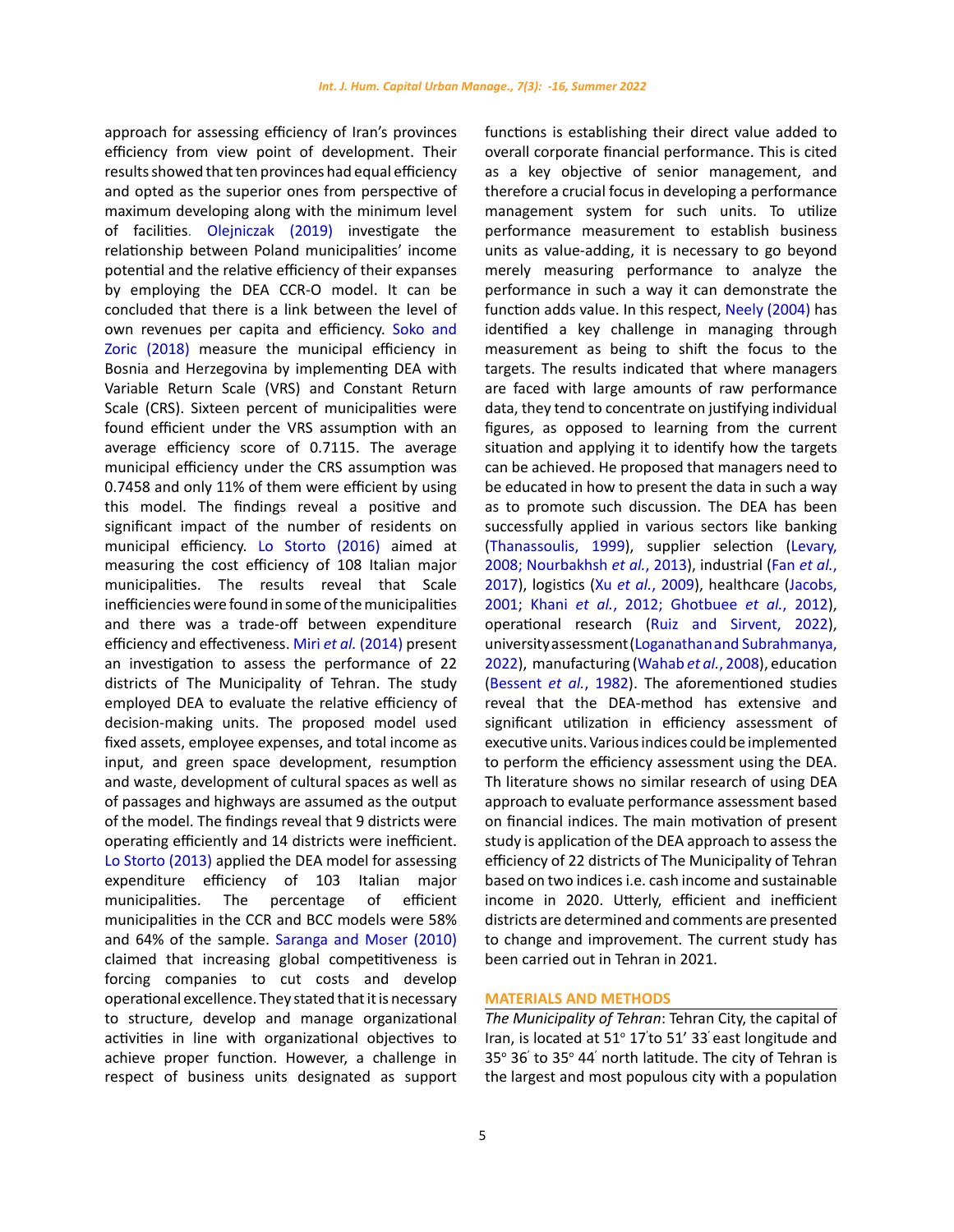approach for assessing efficiency of Iran's provinces efficiency from view point of development. Their results showed that ten provinces had equal efficiency and opted as the superior ones from perspective of maximum developing along with the minimum level of facilities. Olejniczak (2019) investigate the relationship between Poland municipalities' income potential and the relative efficiency of their expanses by employing the DEA CCR-O model. It can be concluded that there is a link between the level of own revenues per capita and efficiency. Soko and Zoric (2018) measure the municipal efficiency in Bosnia and Herzegovina by implementing DEA with Variable Return Scale (VRS) and Constant Return Scale (CRS). Sixteen percent of municipalities were found efficient under the VRS assumption with an average efficiency score of 0.7115. The average municipal efficiency under the CRS assumption was 0.7458 and only 11% of them were efficient by using this model. The findings reveal a positive and significant impact of the number of residents on municipal efficiency. Lo Storto (2016) aimed at measuring the cost efficiency of 108 Italian major municipalities. The results reveal that Scale inefficiencies were found in some of the municipalities and there was a trade-off between expenditure efficiency and effectiveness. Miri *et al.* (2014) present an investigation to assess the performance of 22 districts of The Municipality of Tehran. The study employed DEA to evaluate the relative efficiency of decision-making units. The proposed model used fixed assets, employee expenses, and total income as input, and green space development, resumption and waste, development of cultural spaces as well as of passages and highways are assumed as the output of the model. The findings reveal that 9 districts were operating efficiently and 14 districts were inefficient. Lo Storto (2013) applied the DEA model for assessing expenditure efficiency of 103 Italian major municipalities. The percentage of efficient municipalities in the CCR and BCC models were 58% and 64% of the sample. Saranga and Moser (2010) claimed that increasing global competitiveness is forcing companies to cut costs and develop operational excellence. They stated that it is necessary to structure, develop and manage organizational activities in line with organizational objectives to achieve proper function. However, a challenge in respect of business units designated as support functions is establishing their direct value added to overall corporate financial performance. This is cited as a key objective of senior management, and therefore a crucial focus in developing a performance management system for such units. To utilize performance measurement to establish business units as value-adding, it is necessary to go beyond merely measuring performance to analyze the performance in such a way it can demonstrate the function adds value. In this respect, Neely (2004) has identified a key challenge in managing through measurement as being to shift the focus to the targets. The results indicated that where managers are faced with large amounts of raw performance data, they tend to concentrate on justifying individual figures, as opposed to learning from the current situation and applying it to identify how the targets can be achieved. He proposed that managers need to be educated in how to present the data in such a way as to promote such discussion. The DEA has been successfully applied in various sectors like banking (Thanassoulis, 1999), supplier selection (Levary, 2008; Nourbakhsh *et al.*, 2013), industrial (Fan *et al.*, 2017), logistics (Xu *et al.*, 2009), healthcare (Jacobs, 2001; Khani *et al.*, 2012; Ghotbuee *et al.*, 2012), operational research (Ruiz and Sirvent, 2022), university assessment (Loganathan and Subrahmanya, 2022), manufacturing (Wahab *et al.*, 2008), education (Bessent *et al.*, 1982). The aforementioned studies reveal that the DEA-method has extensive and significant utilization in efficiency assessment of executive units. Various indices could be implemented to perform the efficiency assessment using the DEA. Th literature shows no similar research of using DEA approach to evaluate performance assessment based on financial indices. The main motivation of present study is application of the DEA approach to assess the efficiency of 22 districts of The Municipality of Tehran based on two indices i.e. cash income and sustainable income in 2020. Utterly, efficient and inefficient districts are determined and comments are presented to change and improvement. The current study has been carried out in Tehran in 2021.

## MATERIALS AND METHODS

*The Municipality of Tehran*: Tehran City, the capital of Iran, is located at 51° 17′ to 51′ 33′ east longitude and 35° 36′ to 35° 44′ north latitude. The city of Tehran is the largest and most populous city with a population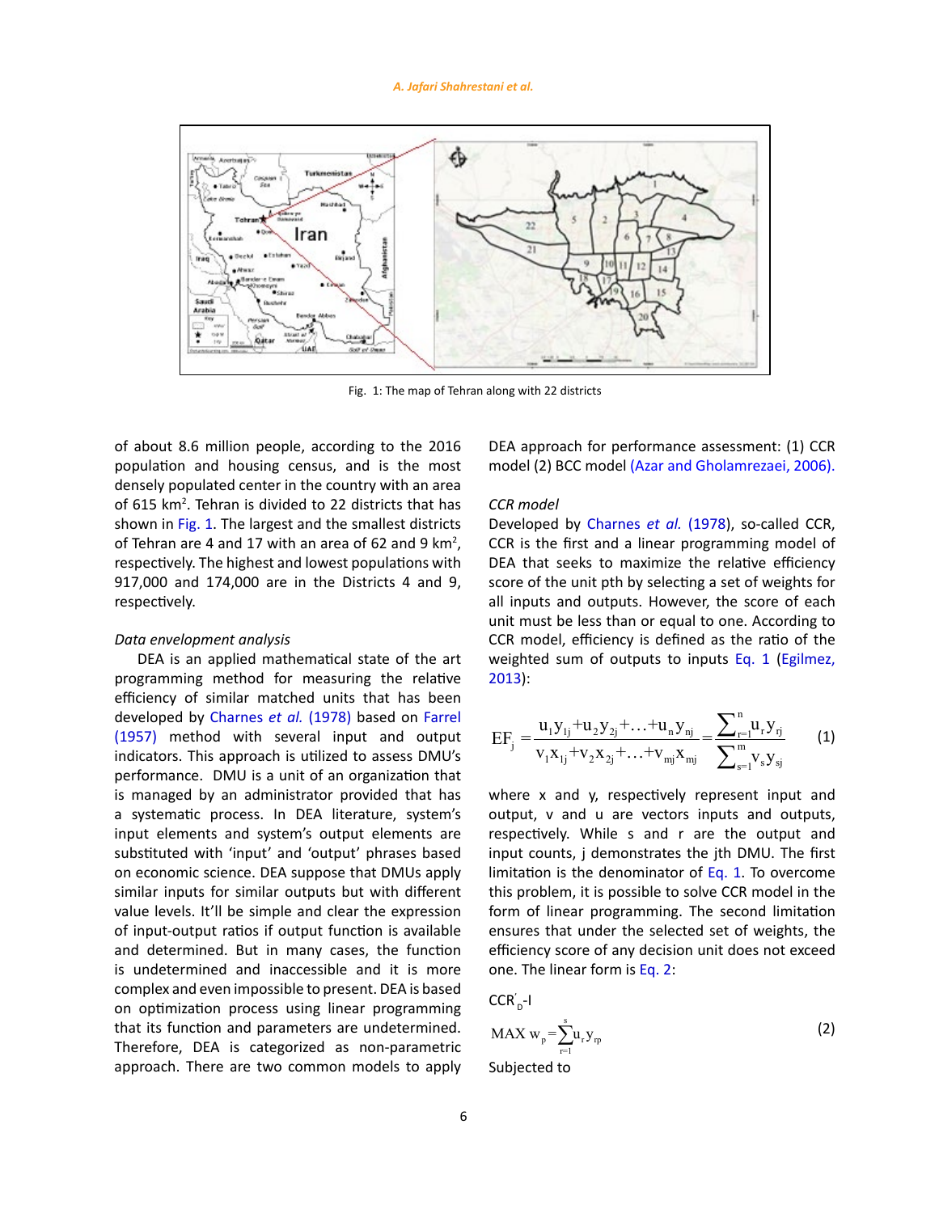Fig. 1: The map of Tehran along with 22 districts

of about 8.6 million people, according to the 2016 population and housing census, and is the most densely populated center in the country with an area of 615 km$^2$. Tehran is divided to 22 districts that has shown in Fig. 1. The largest and the smallest districts of Tehran are 4 and 17 with an area of 62 and 9 km$^2$, respectively. The highest and lowest populations with 917,000 and 174,000 are in the Districts 4 and 9, respectively.

*Data envelopment analysis*

DEA is an applied mathematical state of the art programming method for measuring the relative efficiency of similar matched units that has been developed by Charnes *et al.* (1978) based on Farrel (1957) method with several input and output indicators. This approach is utilized to assess DMU's performance. DMU is a unit of an organization that is managed by an administrator provided that has a systematic process. In DEA literature, system's input elements and system's output elements are substituted with 'input' and 'output' phrases based on economic science. DEA suppose that DMUs apply similar inputs for similar outputs but with different value levels. It'll be simple and clear the expression of input-output ratios if output function is available and determined. But in many cases, the function is undetermined and inaccessible and it is more complex and even impossible to present. DEA is based on optimization process using linear programming that its function and parameters are undetermined. Therefore, DEA is categorized as non-parametric approach. There are two common models to apply DEA approach for performance assessment: (1) CCR model (2) BCC model (Azar and Gholamrezaei, 2006).

*CCR model*

Developed by Charnes *et al.* (1978), so-called CCR, CCR is the first and a linear programming model of DEA that seeks to maximize the relative efficiency score of the unit pth by selecting a set of weights for all inputs and outputs. However, the score of each unit must be less than or equal to one. According to CCR model, efficiency is defined as the ratio of the weighted sum of outputs to inputs Eq. 1 (Egilmez, 2013):

$$EF_j = \frac{u_1 y_{1j} + u_2 y_{2j} + \ldots + u_n y_{nj}}{v_1 x_{1j} + v_2 x_{2j} + \ldots + v_{mj} x_{mj}} = \frac{\sum_{r=1}^{n} u_r y_{rj}}{\sum_{s=1}^{m} v_s y_{sj}} \quad (1)$$

where x and y, respectively represent input and output, v and u are vectors inputs and outputs, respectively. While s and r are the output and input counts, j demonstrates the jth DMU. The first limitation is the denominator of Eq. 1. To overcome this problem, it is possible to solve CCR model in the form of linear programming. The second limitation ensures that under the selected set of weights, the efficiency score of any decision unit does not exceed one. The linear form is Eq. 2:

$CCR'_D$-I

$$MAX\ w_p = \sum_{r=1}^{s} u_r y_{rp} \quad (2)$$

Subjected to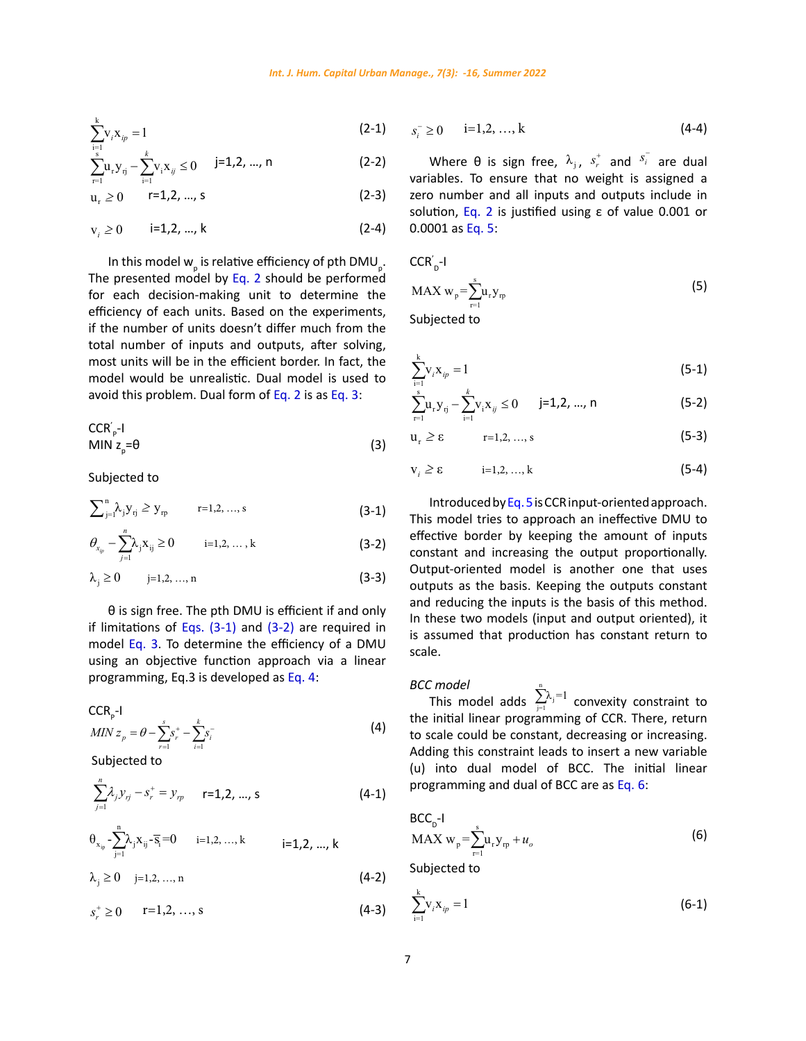$$\sum_{i=1}^{k} v_i x_{ip} = 1 \tag{2-1}$$

$$\sum_{r=1}^{s} u_r y_{rj} - \sum_{i=1}^{k} v_i x_{ij} \le 0 \quad j=1,2, \dots, n \tag{2-2}$$

$$u_r \ge 0 \quad r=1,2, \dots, s \tag{2-3}$$

$$v_i \ge 0 \quad i=1,2, \dots, k \tag{2-4}$$

In this model $w_p$ is relative efficiency of pth $DMU_p$. The presented model by Eq. 2 should be performed for each decision-making unit to determine the efficiency of each units. Based on the experiments, if the number of units doesn't differ much from the total number of inputs and outputs, after solving, most units will be in the efficient border. In fact, the model would be unrealistic. Dual model is used to avoid this problem. Dual form of Eq. 2 is as Eq. 3:

$CCR'_p$-I

$$\text{MIN } z_p = \theta \tag{3}$$

Subjected to

$$\sum_{j=1}^{n} \lambda_j y_{rj} \ge y_{rp} \quad r=1,2, \dots, s \tag{3-1}$$

$$\theta_{x_{ip}} - \sum_{j=1}^{n} \lambda_j x_{ij} \ge 0 \quad i=1,2, \dots, k \tag{3-2}$$

$$\lambda_j \ge 0 \quad j=1,2, \dots, n \tag{3-3}$$

θ is sign free. The pth DMU is efficient if and only if limitations of Eqs. (3-1) and (3-2) are required in model Eq. 3. To determine the efficiency of a DMU using an objective function approach via a linear programming, Eq.3 is developed as Eq. 4:

$CCR_p$-I

$$MIN\ z_p = \theta - \sum_{r=1}^{s} s_r^+ - \sum_{i=1}^{k} s_i^- \tag{4}$$

Subjected to

$$\sum_{j=1}^{n} \lambda_j y_{rj} - s_r^+ = y_{rp} \quad r=1,2, \dots, s \tag{4-1}$$

$$\theta_{x_{ip}} - \sum_{j=1}^{n} \lambda_j x_{ij} - \bar{s}_i = 0 \quad i=1,2, \dots, k \quad i=1,2, \dots, k$$

$$\lambda_j \ge 0 \quad j=1,2, \dots, n \tag{4-2}$$

$$s_r^+ \ge 0 \quad r=1,2, \dots, s \tag{4-3}$$

$$s_i^- \ge 0 \quad i=1,2, \dots, k \tag{4-4}$$

Where θ is sign free, $\lambda_j$, $s_r^+$ and $s_i^-$ are dual variables. To ensure that no weight is assigned a zero number and all inputs and outputs include in solution, Eq. 2 is justified using ε of value 0.001 or 0.0001 as Eq. 5:

$CCR'_D$-I

$$\text{MAX } w_p = \sum_{r=1}^{s} u_r y_{rp} \tag{5}$$

Subjected to

$$\sum_{i=1}^{k} v_i x_{ip} = 1 \tag{5-1}$$

$$\sum_{r=1}^{s} u_r y_{rj} - \sum_{i=1}^{k} v_i x_{ij} \le 0 \quad j=1,2, \dots, n \tag{5-2}$$

$$u_r \ge \varepsilon \quad r=1,2, \dots, s \tag{5-3}$$

$$v_i \ge \varepsilon \quad i=1,2, \dots, k \tag{5-4}$$

Introduced by Eq. 5 is CCR input-oriented approach. This model tries to approach an ineffective DMU to effective border by keeping the amount of inputs constant and increasing the output proportionally. Output-oriented model is another one that uses outputs as the basis. Keeping the outputs constant and reducing the inputs is the basis of this method. In these two models (input and output oriented), it is assumed that production has constant return to scale.

*BCC model*

This model adds $\sum_{j=1}^{n} \lambda_j = 1$ convexity constraint to the initial linear programming of CCR. There, return to scale could be constant, decreasing or increasing. Adding this constraint leads to insert a new variable (u) into dual model of BCC. The initial linear programming and dual of BCC are as Eq. 6:

$BCC_D$-I

$$\text{MAX } w_p = \sum_{r=1}^{s} u_r y_{rp} + u_o \tag{6}$$

Subjected to

$$\sum_{i=1}^{k} v_i x_{ip} = 1 \tag{6-1}$$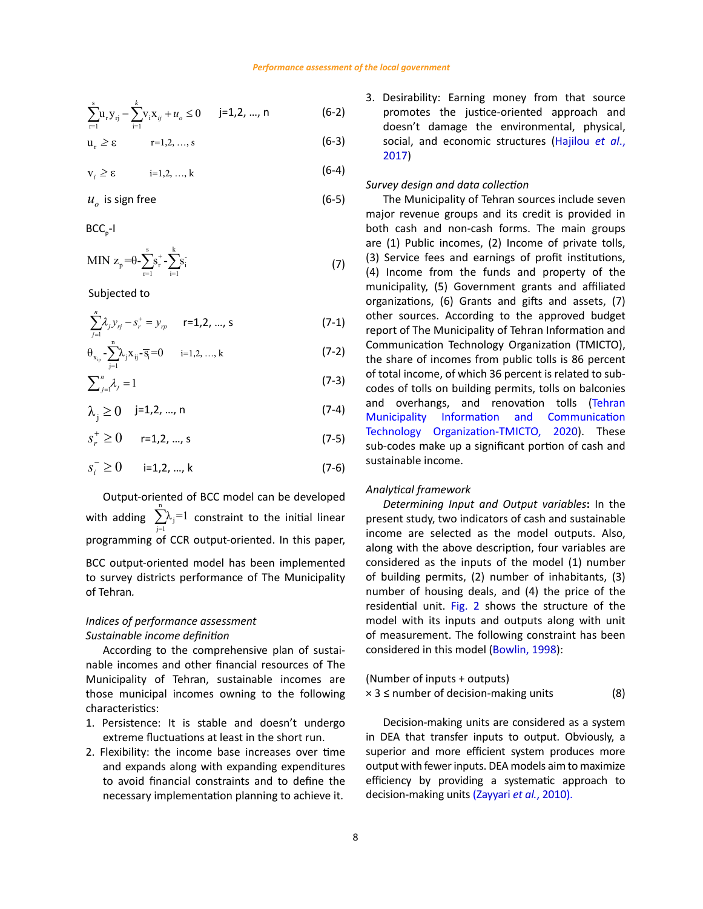$$\sum_{r=1}^{s} u_r y_{rj} - \sum_{i=1}^{k} v_i x_{ij} + u_o \leq 0 \quad j=1,2, \ldots, n \tag{6-2}$$

$$u_r \geq \varepsilon \quad r=1,2, \ldots, s \tag{6-3}$$

$$v_i \geq \varepsilon \quad i=1,2, \ldots, k \tag{6-4}$$

$u_o$ is sign free (6-5)

$BCC_p$-I

$$\text{MIN } z_p = \theta - \sum_{r=1}^{s} s_r^+ - \sum_{i=1}^{k} s_i^- \tag{7}$$

Subjected to

$$\sum_{j=1}^{n} \lambda_j y_{rj} - s_r^+ = y_{rp} \quad r=1,2, \ldots, s \tag{7-1}$$

$$\theta_{x_{ip}} - \sum_{j=1}^{n} \lambda_j x_{ij} - s_i^- = 0 \quad i=1,2, \ldots, k \tag{7-2}$$

$$\sum_{j=1}^{n} \lambda_j = 1 \tag{7-3}$$

$$\lambda_j \geq 0 \quad j=1,2, \ldots, n \tag{7-4}$$

$$s_r^+ \geq 0 \quad r=1,2, \ldots, s \tag{7-5}$$

$$s_i^- \geq 0 \quad i=1,2, \ldots, k \tag{7-6}$$

Output-oriented of BCC model can be developed with adding $\sum_{j=1}^{n} \lambda_j = 1$ constraint to the initial linear programming of CCR output-oriented. In this paper, BCC output-oriented model has been implemented to survey districts performance of The Municipality of Tehran.

*Indices of performance assessment*

*Sustainable income definition*

According to the comprehensive plan of sustainable incomes and other financial resources of The Municipality of Tehran, sustainable incomes are those municipal incomes owning to the following characteristics:

1. Persistence: It is stable and doesn't undergo extreme fluctuations at least in the short run.
2. Flexibility: the income base increases over time and expands along with expanding expenditures to avoid financial constraints and to define the necessary implementation planning to achieve it.
3. Desirability: Earning money from that source promotes the justice-oriented approach and doesn't damage the environmental, physical, social, and economic structures (Hajilou *et al.*, 2017)

*Survey design and data collection*

The Municipality of Tehran sources include seven major revenue groups and its credit is provided in both cash and non-cash forms. The main groups are (1) Public incomes, (2) Income of private tolls, (3) Service fees and earnings of profit institutions, (4) Income from the funds and property of the municipality, (5) Government grants and affiliated organizations, (6) Grants and gifts and assets, (7) other sources. According to the approved budget report of The Municipality of Tehran Information and Communication Technology Organization (TMICTO), the share of incomes from public tolls is 86 percent of total income, of which 36 percent is related to sub-codes of tolls on building permits, tolls on balconies and overhangs, and renovation tolls (Tehran Municipality Information and Communication Technology Organization-TMICTO, 2020). These sub-codes make up a significant portion of cash and sustainable income.

*Analytical framework*

*Determining Input and Output variables***:** In the present study, two indicators of cash and sustainable income are selected as the model outputs. Also, along with the above description, four variables are considered as the inputs of the model (1) number of building permits, (2) number of inhabitants, (3) number of housing deals, and (4) the price of the residential unit. Fig. 2 shows the structure of the model with its inputs and outputs along with unit of measurement. The following constraint has been considered in this model (Bowlin, 1998):

$$(\text{Number of inputs} + \text{outputs}) \times 3 \leq \text{number of decision-making units} \tag{8}$$

Decision-making units are considered as a system in DEA that transfer inputs to output. Obviously, a superior and more efficient system produces more output with fewer inputs. DEA models aim to maximize efficiency by providing a systematic approach to decision-making units (Zayyari *et al.*, 2010).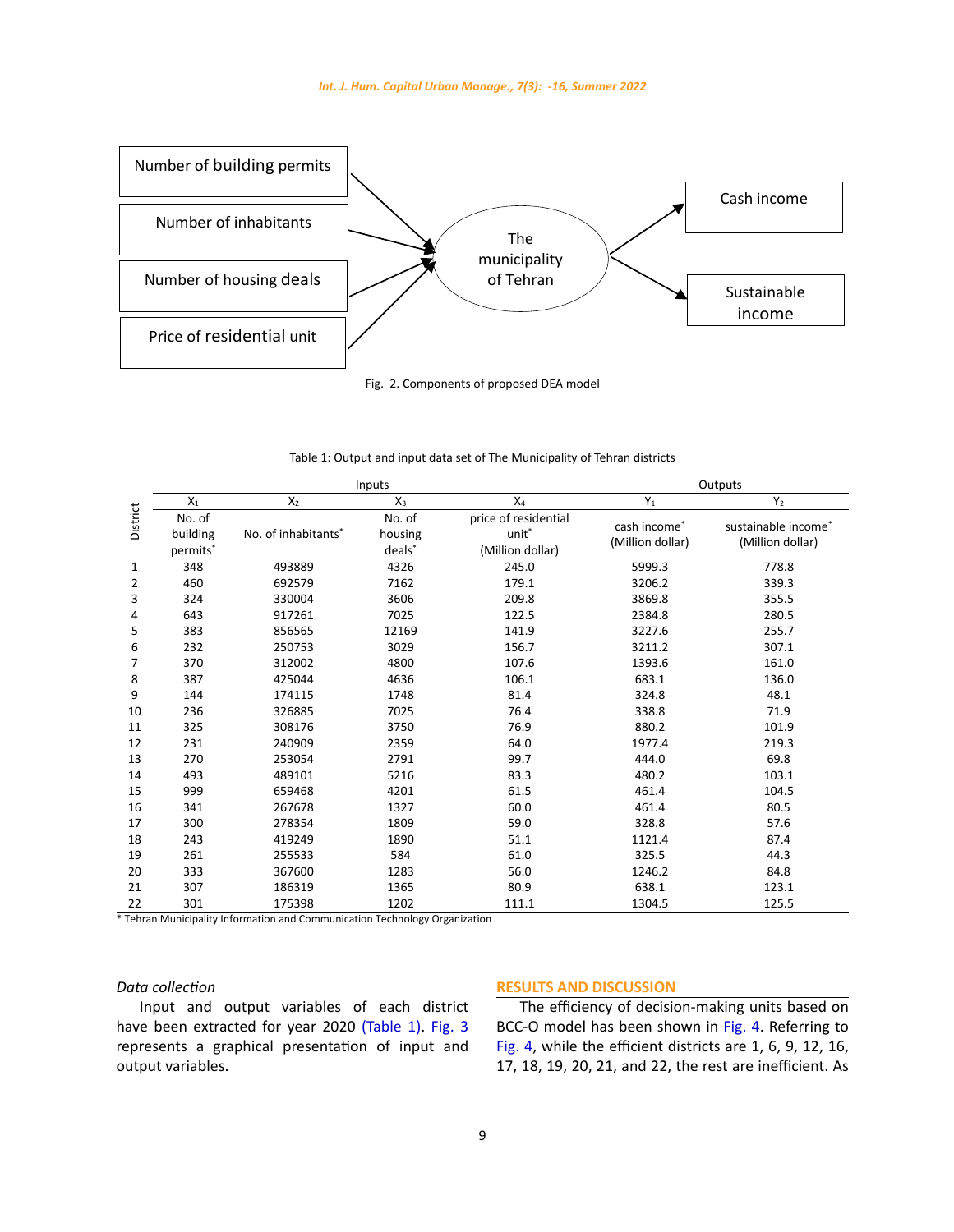Number of building permits

Number of inhabitants

Number of housing deals

Price of residential unit

The municipality of Tehran

Cash income

Sustainable income

Fig. 2. Components of proposed DEA model

Table 1: Output and input data set of The Municipality of Tehran districts

| District | Inputs | | | | Outputs | |
|---|---|---|---|---|---|---|
| | $X_1$ | $X_2$ | $X_3$ | $X_4$ | $Y_1$ | $Y_2$ |
| | No. of building permits* | No. of inhabitants* | No. of housing deals* | price of residential unit* (Million dollar) | cash income* (Million dollar) | sustainable income* (Million dollar) |
| 1 | 348 | 493889 | 4326 | 245.0 | 5999.3 | 778.8 |
| 2 | 460 | 692579 | 7162 | 179.1 | 3206.2 | 339.3 |
| 3 | 324 | 330004 | 3606 | 209.8 | 3869.8 | 355.5 |
| 4 | 643 | 917261 | 7025 | 122.5 | 2384.8 | 280.5 |
| 5 | 383 | 856565 | 12169 | 141.9 | 3227.6 | 255.7 |
| 6 | 232 | 250753 | 3029 | 156.7 | 3211.2 | 307.1 |
| 7 | 370 | 312002 | 4800 | 107.6 | 1393.6 | 161.0 |
| 8 | 387 | 425044 | 4636 | 106.1 | 683.1 | 136.0 |
| 9 | 144 | 174115 | 1748 | 81.4 | 324.8 | 48.1 |
| 10 | 236 | 326885 | 7025 | 76.4 | 338.8 | 71.9 |
| 11 | 325 | 308176 | 3750 | 76.9 | 880.2 | 101.9 |
| 12 | 231 | 240909 | 2359 | 64.0 | 1977.4 | 219.3 |
| 13 | 270 | 253054 | 2791 | 99.7 | 444.0 | 69.8 |
| 14 | 493 | 489101 | 5216 | 83.3 | 480.2 | 103.1 |
| 15 | 999 | 659468 | 4201 | 61.5 | 461.4 | 104.5 |
| 16 | 341 | 267678 | 1327 | 60.0 | 461.4 | 80.5 |
| 17 | 300 | 278354 | 1809 | 59.0 | 328.8 | 57.6 |
| 18 | 243 | 419249 | 1890 | 51.1 | 1121.4 | 87.4 |
| 19 | 261 | 255533 | 584 | 61.0 | 325.5 | 44.3 |
| 20 | 333 | 367600 | 1283 | 56.0 | 1246.2 | 84.8 |
| 21 | 307 | 186319 | 1365 | 80.9 | 638.1 | 123.1 |
| 22 | 301 | 175398 | 1202 | 111.1 | 1304.5 | 125.5 |

\* Tehran Municipality Information and Communication Technology Organization

### *Data collection*

Input and output variables of each district have been extracted for year 2020 (Table 1). Fig. 3 represents a graphical presentation of input and output variables.

## RESULTS AND DISCUSSION

The efficiency of decision-making units based on BCC-O model has been shown in Fig. 4. Referring to Fig. 4, while the efficient districts are 1, 6, 9, 12, 16, 17, 18, 19, 20, 21, and 22, the rest are inefficient. As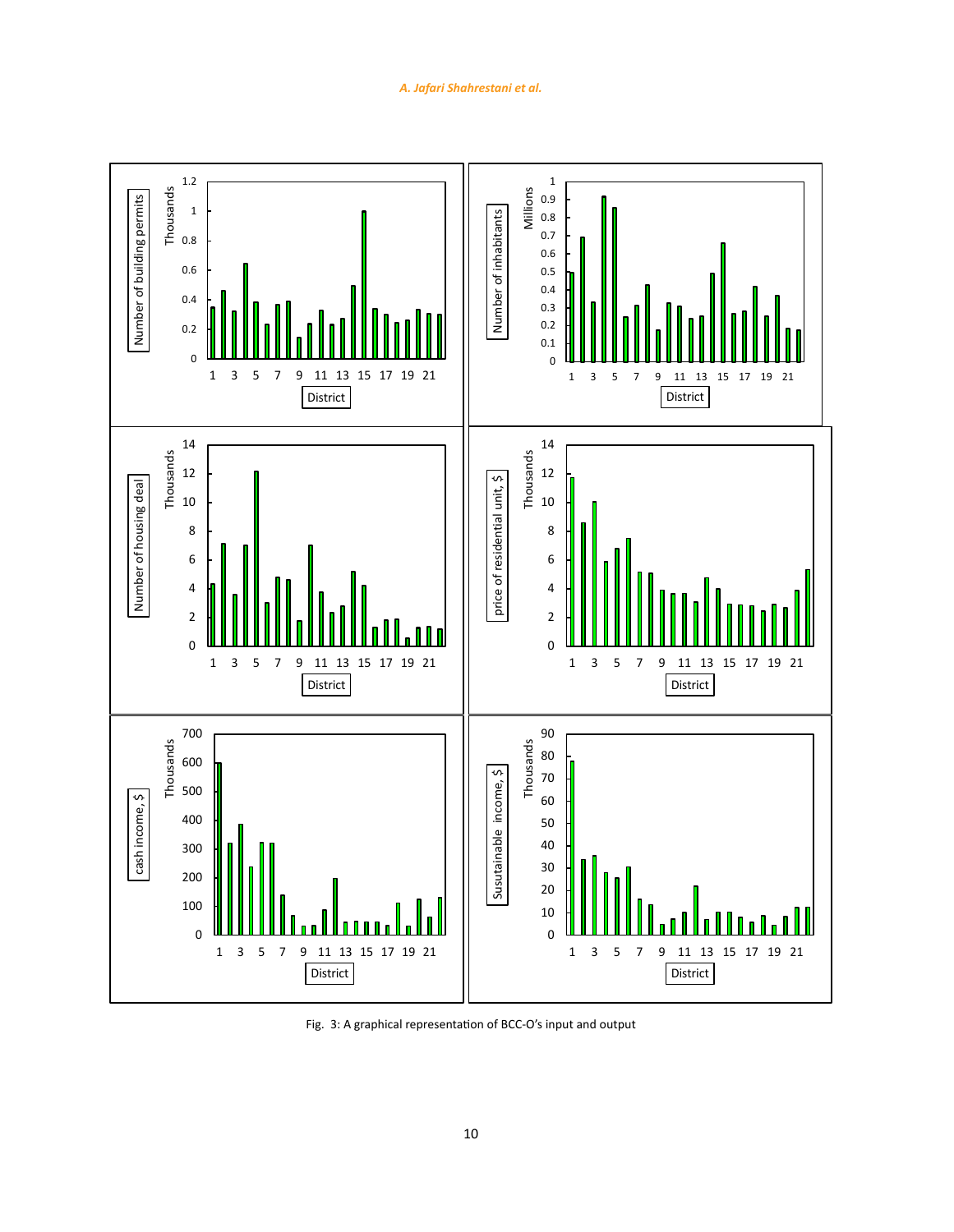Fig. 3: A graphical representation of BCC-O's input and output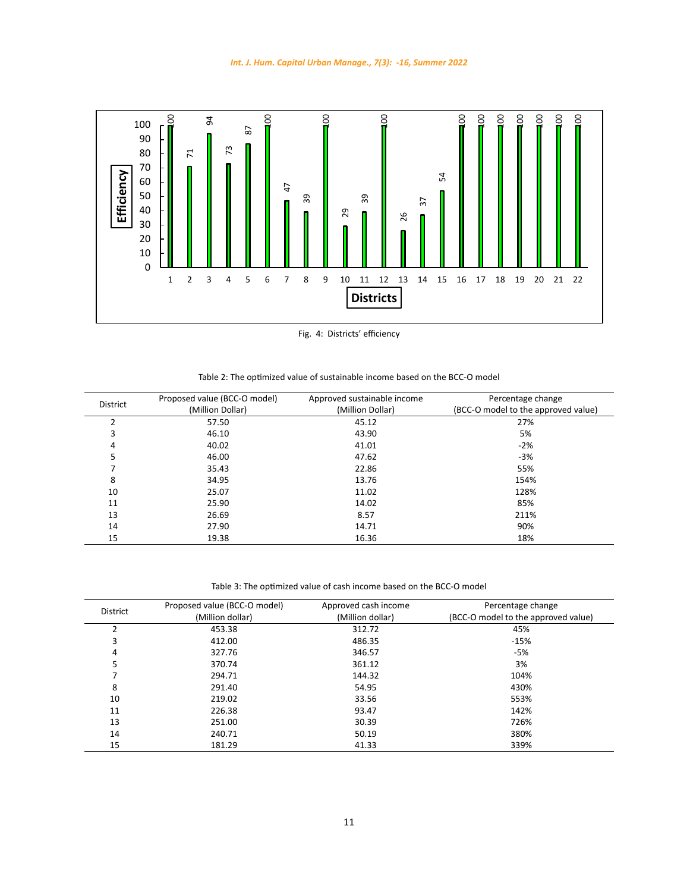Fig. 4: Districts' efficiency

Table 2: The optimized value of sustainable income based on the BCC-O model

| District | Proposed value (BCC-O model) (Million Dollar) | Approved sustainable income (Million Dollar) | Percentage change (BCC-O model to the approved value) |
|---|---|---|---|
| 2 | 57.50 | 45.12 | 27% |
| 3 | 46.10 | 43.90 | 5% |
| 4 | 40.02 | 41.01 | -2% |
| 5 | 46.00 | 47.62 | -3% |
| 7 | 35.43 | 22.86 | 55% |
| 8 | 34.95 | 13.76 | 154% |
| 10 | 25.07 | 11.02 | 128% |
| 11 | 25.90 | 14.02 | 85% |
| 13 | 26.69 | 8.57 | 211% |
| 14 | 27.90 | 14.71 | 90% |
| 15 | 19.38 | 16.36 | 18% |

Table 3: The optimized value of cash income based on the BCC-O model

| District | Proposed value (BCC-O model) (Million dollar) | Approved cash income (Million dollar) | Percentage change (BCC-O model to the approved value) |
|---|---|---|---|
| 2 | 453.38 | 312.72 | 45% |
| 3 | 412.00 | 486.35 | -15% |
| 4 | 327.76 | 346.57 | -5% |
| 5 | 370.74 | 361.12 | 3% |
| 7 | 294.71 | 144.32 | 104% |
| 8 | 291.40 | 54.95 | 430% |
| 10 | 219.02 | 33.56 | 553% |
| 11 | 226.38 | 93.47 | 142% |
| 13 | 251.00 | 30.39 | 726% |
| 14 | 240.71 | 50.19 | 380% |
| 15 | 181.29 | 41.33 | 339% |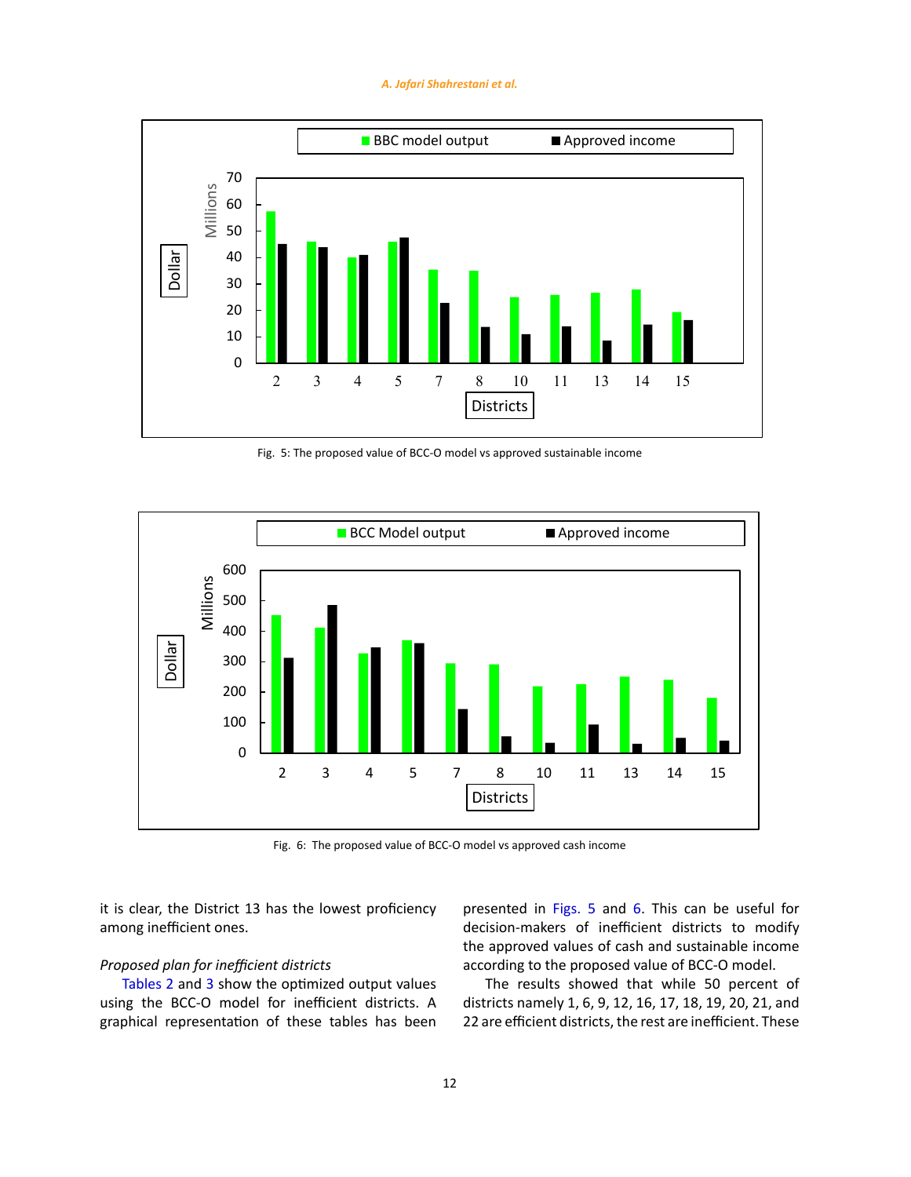Fig. 5: The proposed value of BCC-O model vs approved sustainable income

Fig. 6: The proposed value of BCC-O model vs approved cash income

it is clear, the District 13 has the lowest proficiency among inefficient ones.

*Proposed plan for inefficient districts*

Tables 2 and 3 show the optimized output values using the BCC-O model for inefficient districts. A graphical representation of these tables has been presented in Figs. 5 and 6. This can be useful for decision-makers of inefficient districts to modify the approved values of cash and sustainable income according to the proposed value of BCC-O model.

The results showed that while 50 percent of districts namely 1, 6, 9, 12, 16, 17, 18, 19, 20, 21, and 22 are efficient districts, the rest are inefficient. These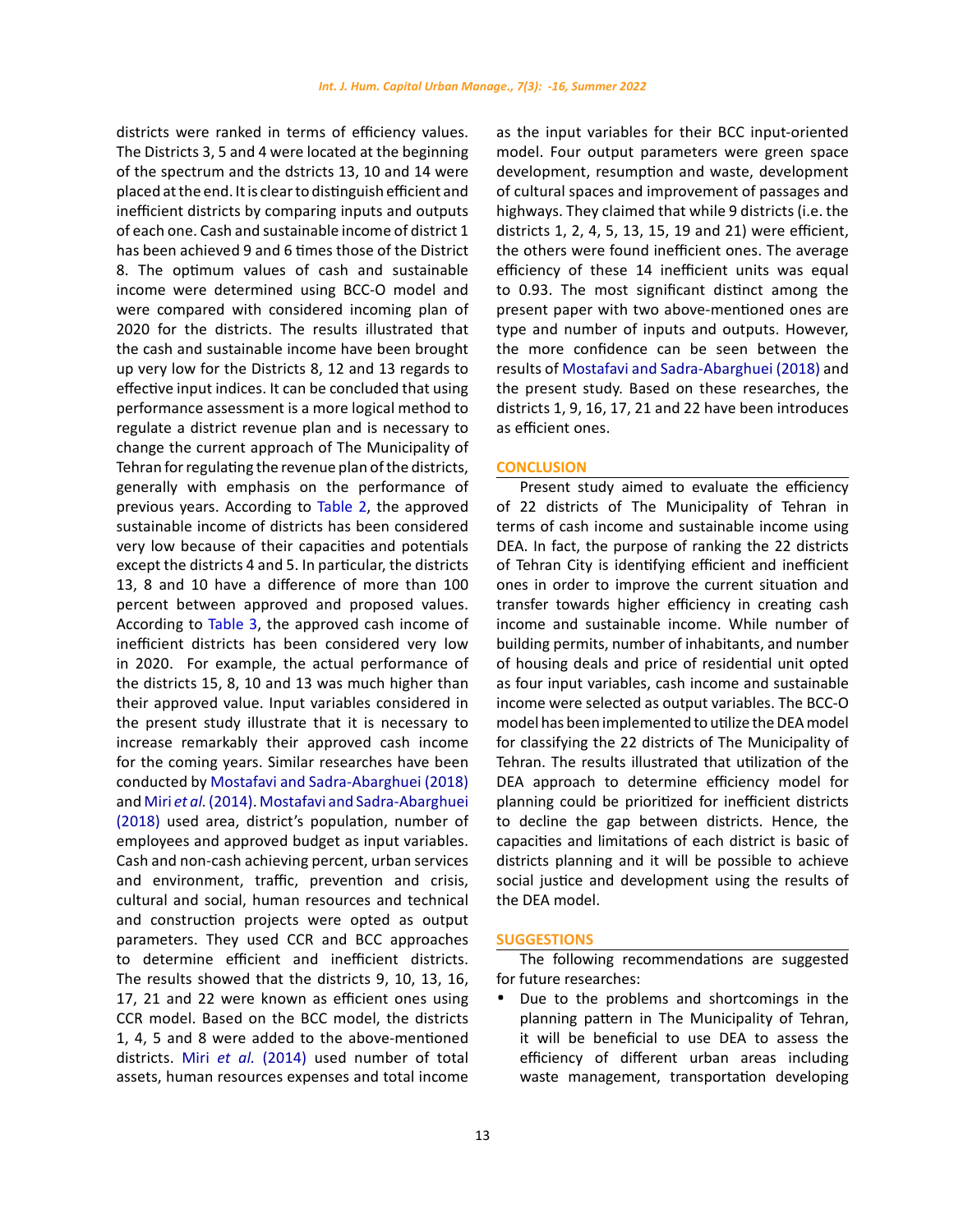districts were ranked in terms of efficiency values. The Districts 3, 5 and 4 were located at the beginning of the spectrum and the dstricts 13, 10 and 14 were placed at the end. It is clear to distinguish efficient and inefficient districts by comparing inputs and outputs of each one. Cash and sustainable income of district 1 has been achieved 9 and 6 times those of the District 8. The optimum values of cash and sustainable income were determined using BCC-O model and were compared with considered incoming plan of 2020 for the districts. The results illustrated that the cash and sustainable income have been brought up very low for the Districts 8, 12 and 13 regards to effective input indices. It can be concluded that using performance assessment is a more logical method to regulate a district revenue plan and is necessary to change the current approach of The Municipality of Tehran for regulating the revenue plan of the districts, generally with emphasis on the performance of previous years. According to Table 2, the approved sustainable income of districts has been considered very low because of their capacities and potentials except the districts 4 and 5. In particular, the districts 13, 8 and 10 have a difference of more than 100 percent between approved and proposed values. According to Table 3, the approved cash income of inefficient districts has been considered very low in 2020. For example, the actual performance of the districts 15, 8, 10 and 13 was much higher than their approved value. Input variables considered in the present study illustrate that it is necessary to increase remarkably their approved cash income for the coming years. Similar researches have been conducted by Mostafavi and Sadra-Abarghuei (2018) and Miri *et al.* (2014). Mostafavi and Sadra-Abarghuei (2018) used area, district's population, number of employees and approved budget as input variables. Cash and non-cash achieving percent, urban services and environment, traffic, prevention and crisis, cultural and social, human resources and technical and construction projects were opted as output parameters. They used CCR and BCC approaches to determine efficient and inefficient districts. The results showed that the districts 9, 10, 13, 16, 17, 21 and 22 were known as efficient ones using CCR model. Based on the BCC model, the districts 1, 4, 5 and 8 were added to the above-mentioned districts. Miri *et al.* (2014) used number of total assets, human resources expenses and total income as the input variables for their BCC input-oriented model. Four output parameters were green space development, resumption and waste, development of cultural spaces and improvement of passages and highways. They claimed that while 9 districts (i.e. the districts 1, 2, 4, 5, 13, 15, 19 and 21) were efficient, the others were found inefficient ones. The average efficiency of these 14 inefficient units was equal to 0.93. The most significant distinct among the present paper with two above-mentioned ones are type and number of inputs and outputs. However, the more confidence can be seen between the results of Mostafavi and Sadra-Abarghuei (2018) and the present study. Based on these researches, the districts 1, 9, 16, 17, 21 and 22 have been introduces as efficient ones.

## CONCLUSION

Present study aimed to evaluate the efficiency of 22 districts of The Municipality of Tehran in terms of cash income and sustainable income using DEA. In fact, the purpose of ranking the 22 districts of Tehran City is identifying efficient and inefficient ones in order to improve the current situation and transfer towards higher efficiency in creating cash income and sustainable income. While number of building permits, number of inhabitants, and number of housing deals and price of residential unit opted as four input variables, cash income and sustainable income were selected as output variables. The BCC-O model has been implemented to utilize the DEA model for classifying the 22 districts of The Municipality of Tehran. The results illustrated that utilization of the DEA approach to determine efficiency model for planning could be prioritized for inefficient districts to decline the gap between districts. Hence, the capacities and limitations of each district is basic of districts planning and it will be possible to achieve social justice and development using the results of the DEA model.

## SUGGESTIONS

The following recommendations are suggested for future researches:

- Due to the problems and shortcomings in the planning pattern in The Municipality of Tehran, it will be beneficial to use DEA to assess the efficiency of different urban areas including waste management, transportation developing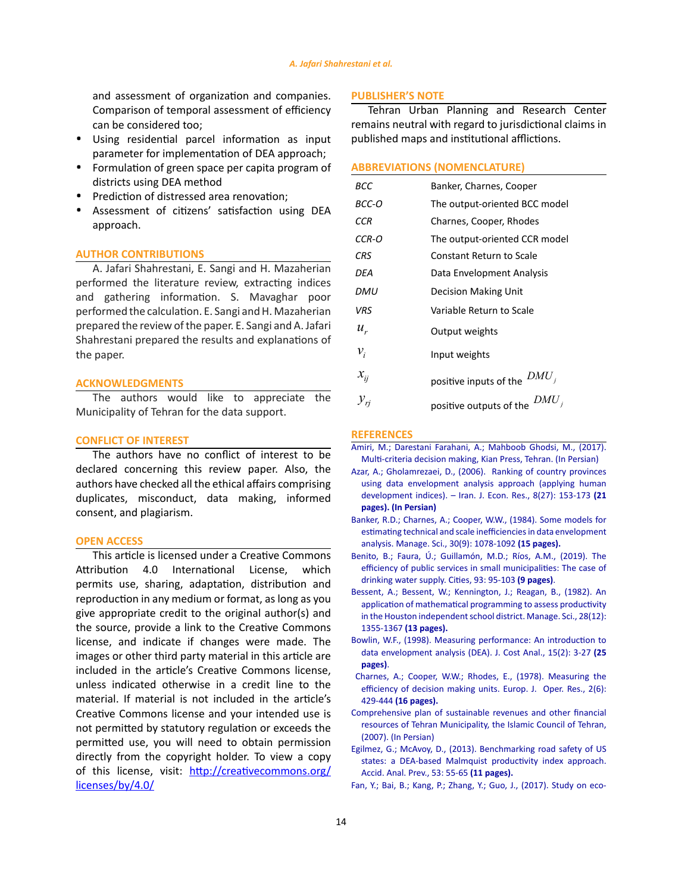and assessment of organization and companies. Comparison of temporal assessment of efficiency can be considered too;

- Using residential parcel information as input parameter for implementation of DEA approach;
- Formulation of green space per capita program of districts using DEA method
- Prediction of distressed area renovation;
- Assessment of citizens' satisfaction using DEA approach.

## AUTHOR CONTRIBUTIONS

A. Jafari Shahrestani, E. Sangi and H. Mazaherian performed the literature review, extracting indices and gathering information. S. Mavaghar poor performed the calculation. E. Sangi and H. Mazaherian prepared the review of the paper. E. Sangi and A. Jafari Shahrestani prepared the results and explanations of the paper.

## ACKNOWLEDGMENTS

The authors would like to appreciate the Municipality of Tehran for the data support.

## CONFLICT OF INTEREST

The authors have no conflict of interest to be declared concerning this review paper. Also, the authors have checked all the ethical affairs comprising duplicates, misconduct, data making, informed consent, and plagiarism.

## OPEN ACCESS

This article is licensed under a Creative Commons Attribution 4.0 International License, which permits use, sharing, adaptation, distribution and reproduction in any medium or format, as long as you give appropriate credit to the original author(s) and the source, provide a link to the Creative Commons license, and indicate if changes were made. The images or other third party material in this article are included in the article's Creative Commons license, unless indicated otherwise in a credit line to the material. If material is not included in the article's Creative Commons license and your intended use is not permitted by statutory regulation or exceeds the permitted use, you will need to obtain permission directly from the copyright holder. To view a copy of this license, visit: http://creativecommons.org/licenses/by/4.0/

## PUBLISHER'S NOTE

Tehran Urban Planning and Research Center remains neutral with regard to jurisdictional claims in published maps and institutional afflictions.

## ABBREVIATIONS (NOMENCLATURE)

| | |
|---|---|
| *BCC* | Banker, Charnes, Cooper |
| *BCC-O* | The output-oriented BCC model |
| *CCR* | Charnes, Cooper, Rhodes |
| *CCR-O* | The output-oriented CCR model |
| *CRS* | Constant Return to Scale |
| *DEA* | Data Envelopment Analysis |
| *DMU* | Decision Making Unit |
| *VRS* | Variable Return to Scale |
| $u_r$ | Output weights |
| $v_i$ | Input weights |
| $x_{ij}$ | positive inputs of the $DMU_j$ |
| $y_{rj}$ | positive outputs of the $DMU_j$ |

## REFERENCES

Amiri, M.; Darestani Farahani, A.; Mahboob Ghodsi, M., (2017). Multi-criteria decision making, Kian Press, Tehran. (In Persian)

Azar, A.; Gholamrezaei, D., (2006). Ranking of country provinces using data envelopment analysis approach (applying human development indices). – Iran. J. Econ. Res., 8(27): 153-173 **(21 pages). (In Persian)**

Banker, R.D.; Charnes, A.; Cooper, W.W., (1984). Some models for estimating technical and scale inefficiencies in data envelopment analysis. Manage. Sci., 30(9): 1078-1092 **(15 pages).**

Benito, B.; Faura, Ú.; Guillamón, M.D.; Ríos, A.M., (2019). The efficiency of public services in small municipalities: The case of drinking water supply. Cities, 93: 95-103 **(9 pages)**.

Bessent, A.; Bessent, W.; Kennington, J.; Reagan, B., (1982). An application of mathematical programming to assess productivity in the Houston independent school district. Manage. Sci., 28(12): 1355-1367 **(13 pages).**

Bowlin, W.F., (1998). Measuring performance: An introduction to data envelopment analysis (DEA). J. Cost Anal., 15(2): 3-27 **(25 pages)**.

Charnes, A.; Cooper, W.W.; Rhodes, E., (1978). Measuring the efficiency of decision making units. Europ. J. Oper. Res., 2(6): 429-444 **(16 pages).**

Comprehensive plan of sustainable revenues and other financial resources of Tehran Municipality, the Islamic Council of Tehran, (2007). (In Persian)

Egilmez, G.; McAvoy, D., (2013). Benchmarking road safety of US states: a DEA-based Malmquist productivity index approach. Accid. Anal. Prev., 53: 55-65 **(11 pages).**

Fan, Y.; Bai, B.; Kang, P.; Zhang, Y.; Guo, J., (2017). Study on eco-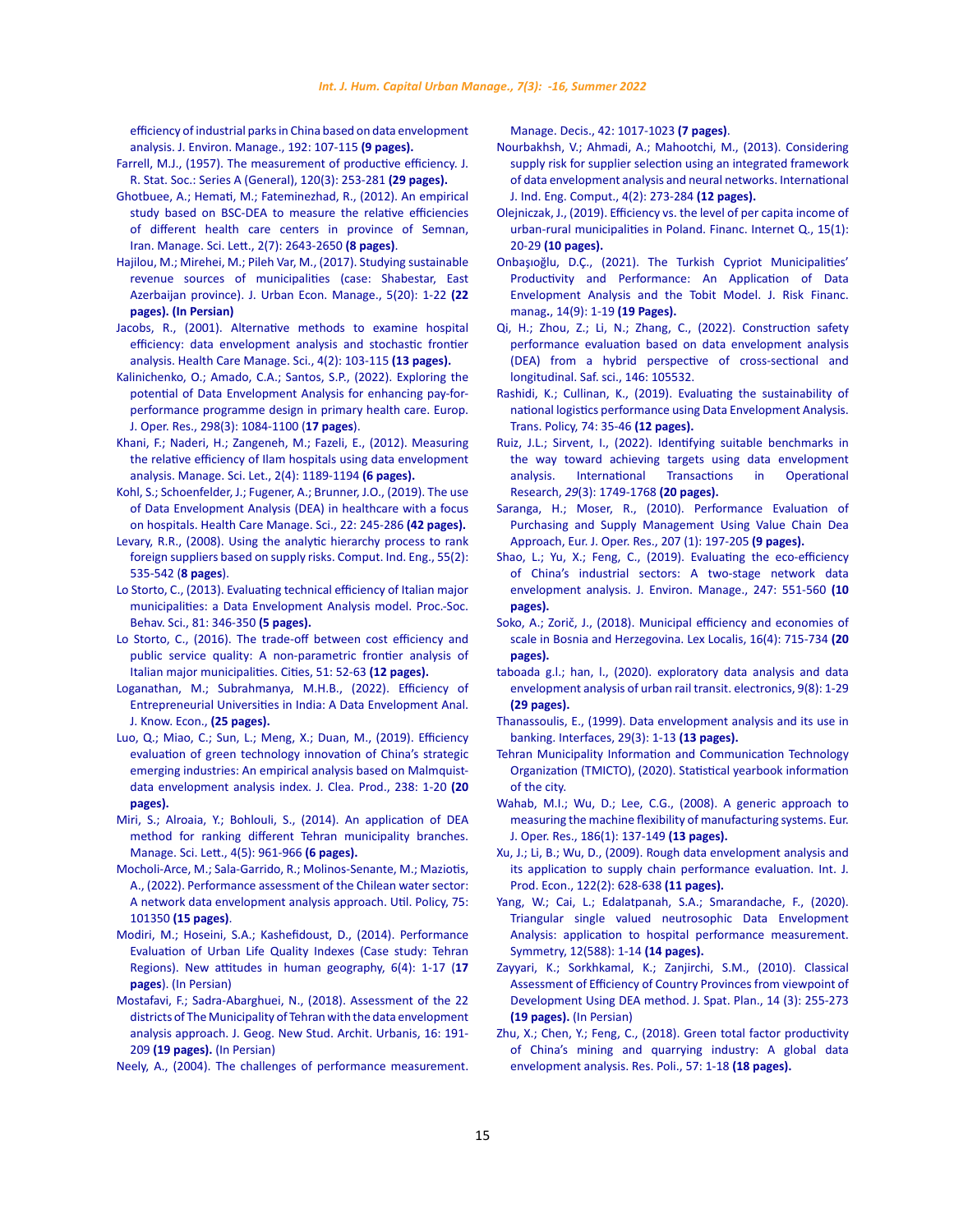efficiency of industrial parks in China based on data envelopment analysis. J. Environ. Manage., 192: 107-115 **(9 pages).**

Farrell, M.J., (1957). The measurement of productive efficiency. J. R. Stat. Soc.: Series A (General), 120(3): 253-281 **(29 pages).**

Ghotbuee, A.; Hemati, M.; Fateminezhad, R., (2012). An empirical study based on BSC-DEA to measure the relative efficiencies of different health care centers in province of Semnan, Iran. Manage. Sci. Lett., 2(7): 2643-2650 **(8 pages)**.

Hajilou, M.; Mirehei, M.; Pileh Var, M., (2017). Studying sustainable revenue sources of municipalities (case: Shabestar, East Azerbaijan province). J. Urban Econ. Manage., 5(20): 1-22 **(22 pages). (In Persian)**

Jacobs, R., (2001). Alternative methods to examine hospital efficiency: data envelopment analysis and stochastic frontier analysis. Health Care Manage. Sci., 4(2): 103-115 **(13 pages).**

Kalinichenko, O.; Amado, C.A.; Santos, S.P., (2022). Exploring the potential of Data Envelopment Analysis for enhancing pay-for-performance programme design in primary health care. Europ. J. Oper. Res., 298(3): 1084-1100 (**17 pages**).

Khani, F.; Naderi, H.; Zangeneh, M.; Fazeli, E., (2012). Measuring the relative efficiency of Ilam hospitals using data envelopment analysis. Manage. Sci. Let., 2(4): 1189-1194 **(6 pages).**

Kohl, S.; Schoenfelder, J.; Fugener, A.; Brunner, J.O., (2019). The use of Data Envelopment Analysis (DEA) in healthcare with a focus on hospitals. Health Care Manage. Sci., 22: 245-286 **(42 pages).**

Levary, R.R., (2008). Using the analytic hierarchy process to rank foreign suppliers based on supply risks. Comput. Ind. Eng., 55(2): 535-542 (**8 pages**).

Lo Storto, C., (2013). Evaluating technical efficiency of Italian major municipalities: a Data Envelopment Analysis model. Proc.-Soc. Behav. Sci., 81: 346-350 **(5 pages).**

Lo Storto, C., (2016). The trade-off between cost efficiency and public service quality: A non-parametric frontier analysis of Italian major municipalities. Cities, 51: 52-63 **(12 pages).**

Loganathan, M.; Subrahmanya, M.H.B., (2022). Efficiency of Entrepreneurial Universities in India: A Data Envelopment Anal. J. Know. Econ., **(25 pages).**

Luo, Q.; Miao, C.; Sun, L.; Meng, X.; Duan, M., (2019). Efficiency evaluation of green technology innovation of China's strategic emerging industries: An empirical analysis based on Malmquist-data envelopment analysis index. J. Clea. Prod., 238: 1-20 **(20 pages).**

Miri, S.; Alroaia, Y.; Bohlouli, S., (2014). An application of DEA method for ranking different Tehran municipality branches. Manage. Sci. Lett., 4(5): 961-966 **(6 pages).**

Mocholi-Arce, M.; Sala-Garrido, R.; Molinos-Senante, M.; Maziotis, A., (2022). Performance assessment of the Chilean water sector: A network data envelopment analysis approach. Util. Policy, 75: 101350 **(15 pages)**.

Modiri, M.; Hoseini, S.A.; Kashefidoust, D., (2014). Performance Evaluation of Urban Life Quality Indexes (Case study: Tehran Regions). New attitudes in human geography, 6(4): 1-17 (**17 pages**). (In Persian)

Mostafavi, F.; Sadra-Abarghuei, N., (2018). Assessment of the 22 districts of The Municipality of Tehran with the data envelopment analysis approach. J. Geog. New Stud. Archit. Urbanis, 16: 191-209 **(19 pages).** (In Persian)

Neely, A., (2004). The challenges of performance measurement. Manage. Decis., 42: 1017-1023 **(7 pages)**.

Nourbakhsh, V.; Ahmadi, A.; Mahootchi, M., (2013). Considering supply risk for supplier selection using an integrated framework of data envelopment analysis and neural networks. International J. Ind. Eng. Comput., 4(2): 273-284 **(12 pages).**

Olejniczak, J., (2019). Efficiency vs. the level of per capita income of urban-rural municipalities in Poland. Financ. Internet Q., 15(1): 20-29 **(10 pages).**

Onbaşıoğlu, D.Ç., (2021). The Turkish Cypriot Municipalities' Productivity and Performance: An Application of Data Envelopment Analysis and the Tobit Model. J. Risk Financ. manag**.**, 14(9): 1-19 **(19 Pages).**

Qi, H.; Zhou, Z.; Li, N.; Zhang, C., (2022). Construction safety performance evaluation based on data envelopment analysis (DEA) from a hybrid perspective of cross-sectional and longitudinal. Saf. sci., 146: 105532.

Rashidi, K.; Cullinan, K., (2019). Evaluating the sustainability of national logistics performance using Data Envelopment Analysis. Trans. Policy, 74: 35-46 **(12 pages).**

Ruiz, J.L.; Sirvent, I., (2022). Identifying suitable benchmarks in the way toward achieving targets using data envelopment analysis. International Transactions in Operational Research, *29*(3): 1749-1768 **(20 pages).**

Saranga, H.; Moser, R., (2010). Performance Evaluation of Purchasing and Supply Management Using Value Chain Dea Approach, Eur. J. Oper. Res., 207 (1): 197-205 **(9 pages).**

Shao, L.; Yu, X.; Feng, C., (2019). Evaluating the eco-efficiency of China's industrial sectors: A two-stage network data envelopment analysis. J. Environ. Manage., 247: 551-560 **(10 pages).**

Soko, A.; Zorič, J., (2018). Municipal efficiency and economies of scale in Bosnia and Herzegovina. Lex Localis, 16(4): 715-734 **(20 pages).**

taboada g.l.; han, l., (2020). exploratory data analysis and data envelopment analysis of urban rail transit. electronics, 9(8): 1-29 **(29 pages).**

Thanassoulis, E., (1999). Data envelopment analysis and its use in banking. Interfaces, 29(3): 1-13 **(13 pages).**

Tehran Municipality Information and Communication Technology Organization (TMICTO), (2020). Statistical yearbook information of the city.

Wahab, M.I.; Wu, D.; Lee, C.G., (2008). A generic approach to measuring the machine flexibility of manufacturing systems. Eur. J. Oper. Res., 186(1): 137-149 **(13 pages).**

Xu, J.; Li, B.; Wu, D., (2009). Rough data envelopment analysis and its application to supply chain performance evaluation. Int. J. Prod. Econ., 122(2): 628-638 **(11 pages).**

Yang, W.; Cai, L.; Edalatpanah, S.A.; Smarandache, F., (2020). Triangular single valued neutrosophic Data Envelopment Analysis: application to hospital performance measurement. Symmetry, 12(588): 1-14 **(14 pages).**

Zayyari, K.; Sorkhkamal, K.; Zanjirchi, S.M., (2010). Classical Assessment of Efficiency of Country Provinces from viewpoint of Development Using DEA method. J. Spat. Plan., 14 (3): 255-273 **(19 pages).** (In Persian)

Zhu, X.; Chen, Y.; Feng, C., (2018). Green total factor productivity of China's mining and quarrying industry: A global data envelopment analysis. Res. Poli., 57: 1-18 **(18 pages).**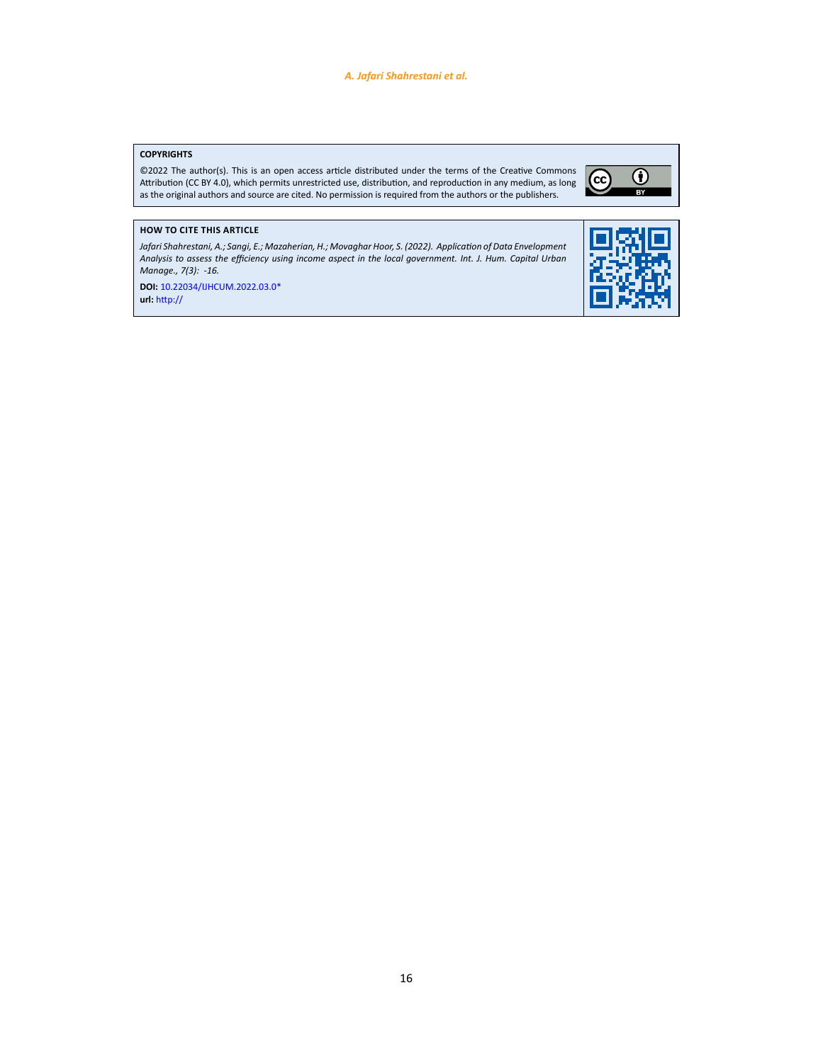**COPYRIGHTS**

©2022 The author(s). This is an open access article distributed under the terms of the Creative Commons Attribution (CC BY 4.0), which permits unrestricted use, distribution, and reproduction in any medium, as long as the original authors and source are cited. No permission is required from the authors or the publishers.

**HOW TO CITE THIS ARTICLE**

*Jafari Shahrestani, A.; Sangi, E.; Mazaherian, H.; Movaghar Hoor, S. (2022). Application of Data Envelopment Analysis to assess the efficiency using income aspect in the local government. Int. J. Hum. Capital Urban Manage., 7(3): -16.*

**DOI:** 10.22034/IJHCUM.2022.03.0*

**url:** http://